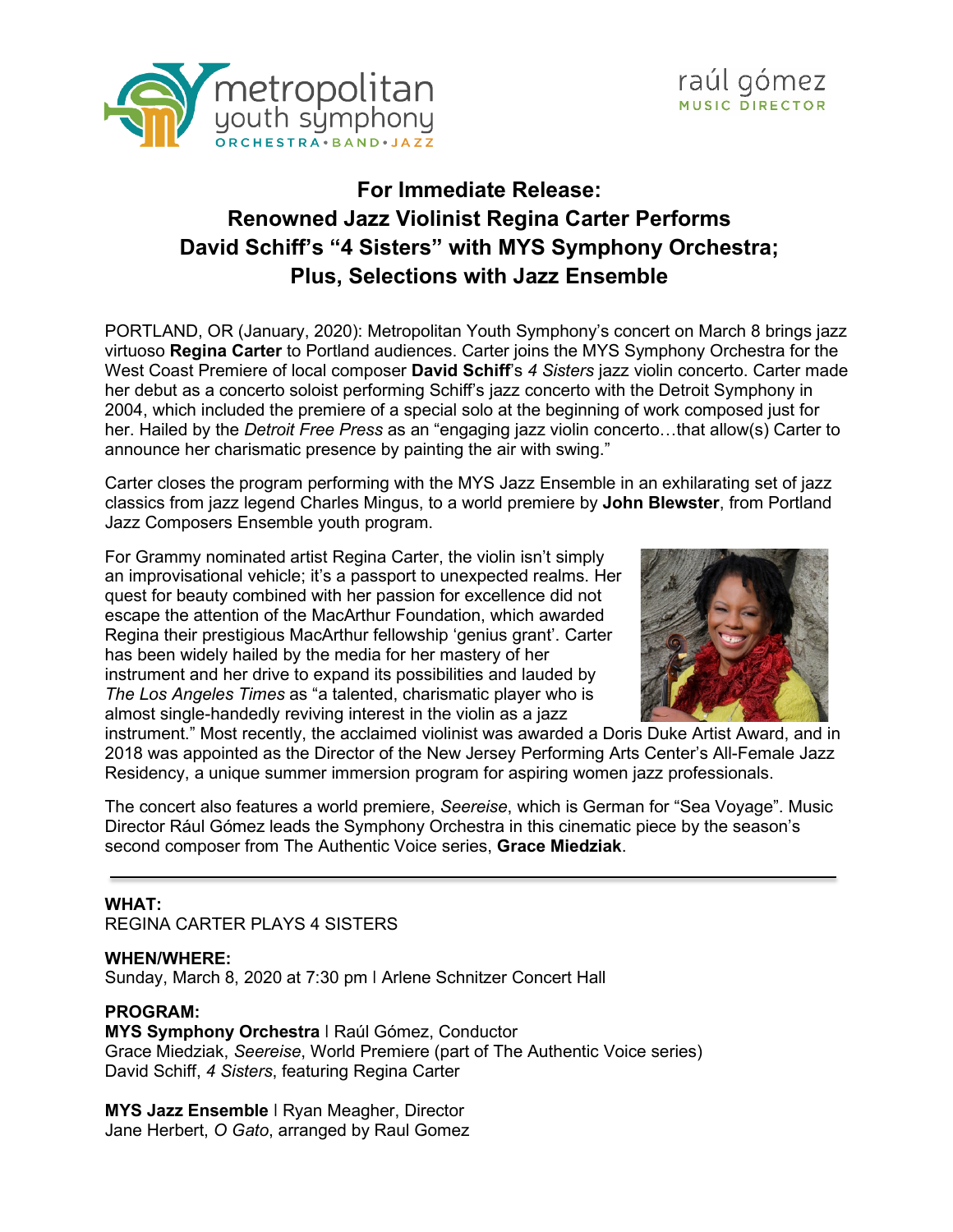metropolitan youth symphony
ORCHESTRA • BAND • JAZZ

raúl gómez
MUSIC DIRECTOR

## For Immediate Release: Renowned Jazz Violinist Regina Carter Performs David Schiff's "4 Sisters" with MYS Symphony Orchestra; Plus, Selections with Jazz Ensemble

PORTLAND, OR (January, 2020): Metropolitan Youth Symphony's concert on March 8 brings jazz virtuoso **Regina Carter** to Portland audiences. Carter joins the MYS Symphony Orchestra for the West Coast Premiere of local composer **David Schiff**'s *4 Sisters* jazz violin concerto. Carter made her debut as a concerto soloist performing Schiff's jazz concerto with the Detroit Symphony in 2004, which included the premiere of a special solo at the beginning of work composed just for her. Hailed by the *Detroit Free Press* as an "engaging jazz violin concerto…that allow(s) Carter to announce her charismatic presence by painting the air with swing."

Carter closes the program performing with the MYS Jazz Ensemble in an exhilarating set of jazz classics from jazz legend Charles Mingus, to a world premiere by **John Blewster**, from Portland Jazz Composers Ensemble youth program.

For Grammy nominated artist Regina Carter, the violin isn't simply an improvisational vehicle; it's a passport to unexpected realms. Her quest for beauty combined with her passion for excellence did not escape the attention of the MacArthur Foundation, which awarded Regina their prestigious MacArthur fellowship 'genius grant'. Carter has been widely hailed by the media for her mastery of her instrument and her drive to expand its possibilities and lauded by *The Los Angeles Times* as "a talented, charismatic player who is almost single-handedly reviving interest in the violin as a jazz instrument." Most recently, the acclaimed violinist was awarded a Doris Duke Artist Award, and in 2018 was appointed as the Director of the New Jersey Performing Arts Center's All-Female Jazz Residency, a unique summer immersion program for aspiring women jazz professionals.

The concert also features a world premiere, *Seereise*, which is German for "Sea Voyage". Music Director Rául Gómez leads the Symphony Orchestra in this cinematic piece by the season's second composer from The Authentic Voice series, **Grace Miedziak**.

---

**WHAT:**
REGINA CARTER PLAYS 4 SISTERS

**WHEN/WHERE:**
Sunday, March 8, 2020 at 7:30 pm I Arlene Schnitzer Concert Hall

**PROGRAM:**
**MYS Symphony Orchestra** I Raúl Gómez, Conductor
Grace Miedziak, *Seereise*, World Premiere (part of The Authentic Voice series)
David Schiff, *4 Sisters*, featuring Regina Carter

**MYS Jazz Ensemble** I Ryan Meagher, Director
Jane Herbert, *O Gato*, arranged by Raul Gomez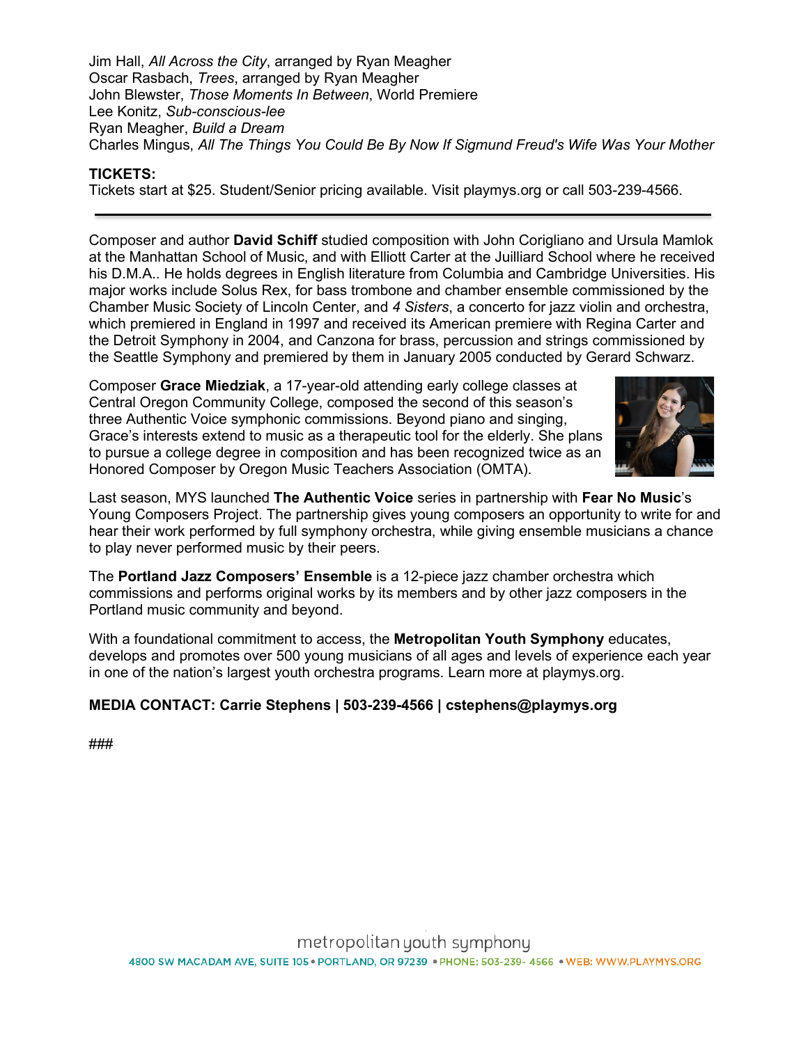Jim Hall, *All Across the City*, arranged by Ryan Meagher
Oscar Rasbach, *Trees*, arranged by Ryan Meagher
John Blewster, *Those Moments In Between*, World Premiere
Lee Konitz, *Sub-conscious-lee*
Ryan Meagher, *Build a Dream*
Charles Mingus, *All The Things You Could Be By Now If Sigmund Freud's Wife Was Your Mother*

**TICKETS:**
Tickets start at $25. Student/Senior pricing available. Visit playmys.org or call 503-239-4566.

---

Composer and author **David Schiff** studied composition with John Corigliano and Ursula Mamlok at the Manhattan School of Music, and with Elliott Carter at the Juilliard School where he received his D.M.A.. He holds degrees in English literature from Columbia and Cambridge Universities. His major works include Solus Rex, for bass trombone and chamber ensemble commissioned by the Chamber Music Society of Lincoln Center, and *4 Sisters*, a concerto for jazz violin and orchestra, which premiered in England in 1997 and received its American premiere with Regina Carter and the Detroit Symphony in 2004, and Canzona for brass, percussion and strings commissioned by the Seattle Symphony and premiered by them in January 2005 conducted by Gerard Schwarz.

Composer **Grace Miedziak**, a 17-year-old attending early college classes at Central Oregon Community College, composed the second of this season's three Authentic Voice symphonic commissions. Beyond piano and singing, Grace's interests extend to music as a therapeutic tool for the elderly. She plans to pursue a college degree in composition and has been recognized twice as an Honored Composer by Oregon Music Teachers Association (OMTA).

Last season, MYS launched **The Authentic Voice** series in partnership with **Fear No Music**'s Young Composers Project. The partnership gives young composers an opportunity to write for and hear their work performed by full symphony orchestra, while giving ensemble musicians a chance to play never performed music by their peers.

The **Portland Jazz Composers' Ensemble** is a 12-piece jazz chamber orchestra which commissions and performs original works by its members and by other jazz composers in the Portland music community and beyond.

With a foundational commitment to access, the **Metropolitan Youth Symphony** educates, develops and promotes over 500 young musicians of all ages and levels of experience each year in one of the nation's largest youth orchestra programs. Learn more at playmys.org.

**MEDIA CONTACT: Carrie Stephens | 503-239-4566 | cstephens@playmys.org**

###